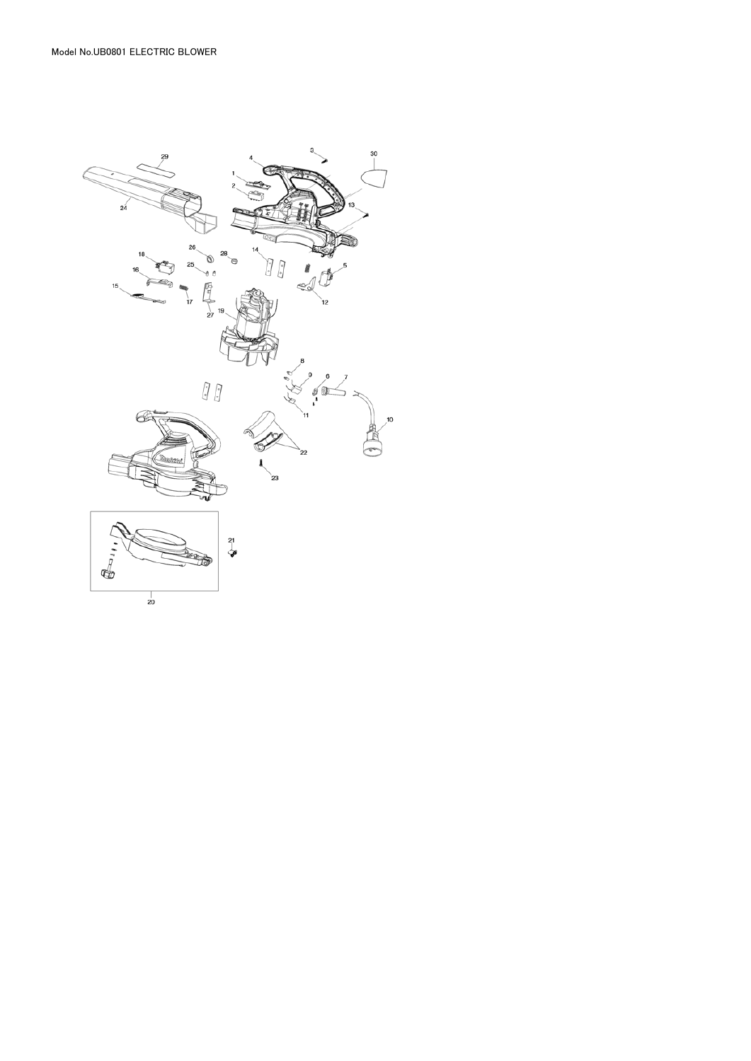Model No.UB0801 ELECTRIC BLOWER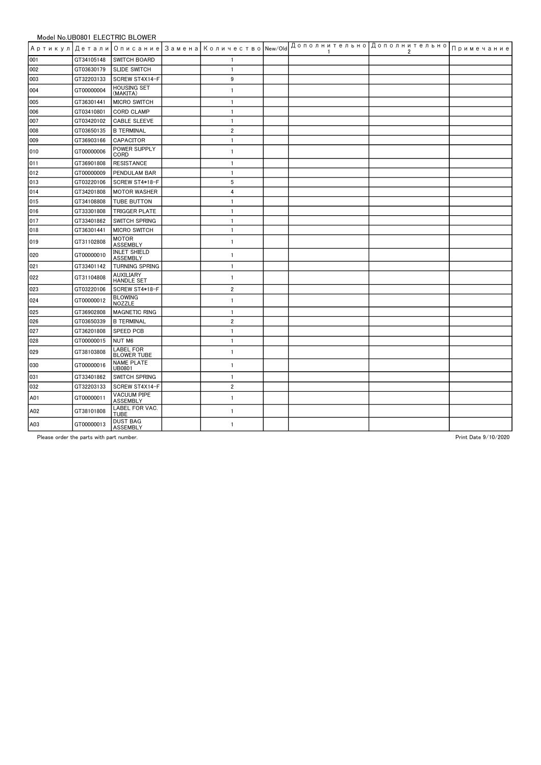Model No.UB0801 ELECTRIC BLOWER

| Артикул | Детали | Описание | Замена | Количество | New/Old | Дополнительно 1 | Дополнительно 2 | Примечание |
|---|---|---|---|---|---|---|---|---|
| 001 | GT34105148 | SWITCH BOARD | | 1 | | | | |
| 002 | GT03630179 | SLIDE SWITCH | | 1 | | | | |
| 003 | GT32203133 | SCREW ST4X14-F | | 9 | | | | |
| 004 | GT00000004 | HOUSING SET (MAKITA) | | 1 | | | | |
| 005 | GT36301441 | MICRO SWITCH | | 1 | | | | |
| 006 | GT03410801 | CORD CLAMP | | 1 | | | | |
| 007 | GT03420102 | CABLE SLEEVE | | 1 | | | | |
| 008 | GT03650135 | B TERMINAL | | 2 | | | | |
| 009 | GT36903166 | CAPACITOR | | 1 | | | | |
| 010 | GT00000006 | POWER SUPPLY CORD | | 1 | | | | |
| 011 | GT36901808 | RESISTANCE | | 1 | | | | |
| 012 | GT00000009 | PENDULAM BAR | | 1 | | | | |
| 013 | GT03220106 | SCREW ST4*18-F | | 5 | | | | |
| 014 | GT34201808 | MOTOR WASHER | | 4 | | | | |
| 015 | GT34108808 | TUBE BUTTON | | 1 | | | | |
| 016 | GT33301808 | TRIGGER PLATE | | 1 | | | | |
| 017 | GT33401862 | SWITCH SPRING | | 1 | | | | |
| 018 | GT36301441 | MICRO SWITCH | | 1 | | | | |
| 019 | GT31102808 | MOTOR ASSEMBLY | | 1 | | | | |
| 020 | GT00000010 | INLET SHIELD ASSEMBLY | | 1 | | | | |
| 021 | GT33401142 | TURNING SPRING | | 1 | | | | |
| 022 | GT31104808 | AUXILIARY HANDLE SET | | 1 | | | | |
| 023 | GT03220106 | SCREW ST4*18-F | | 2 | | | | |
| 024 | GT00000012 | BLOWING NOZZLE | | 1 | | | | |
| 025 | GT36902808 | MAGNETIC RING | | 1 | | | | |
| 026 | GT03650339 | B TERMINAL | | 2 | | | | |
| 027 | GT36201808 | SPEED PCB | | 1 | | | | |
| 028 | GT00000015 | NUT M6 | | 1 | | | | |
| 029 | GT38103808 | LABEL FOR BLOWER TUBE | | 1 | | | | |
| 030 | GT00000016 | NAME PLATE UB0801 | | 1 | | | | |
| 031 | GT33401862 | SWITCH SPRING | | 1 | | | | |
| 032 | GT32203133 | SCREW ST4X14-F | | 2 | | | | |
| A01 | GT00000011 | VACUUM PIPE ASSEMBLY | | 1 | | | | |
| A02 | GT38101808 | LABEL FOR VAC. TUBE | | 1 | | | | |
| A03 | GT00000013 | DUST BAG ASSEMBLY | | 1 | | | | |

Please order the parts with part number.

Print Date 9/10/2020